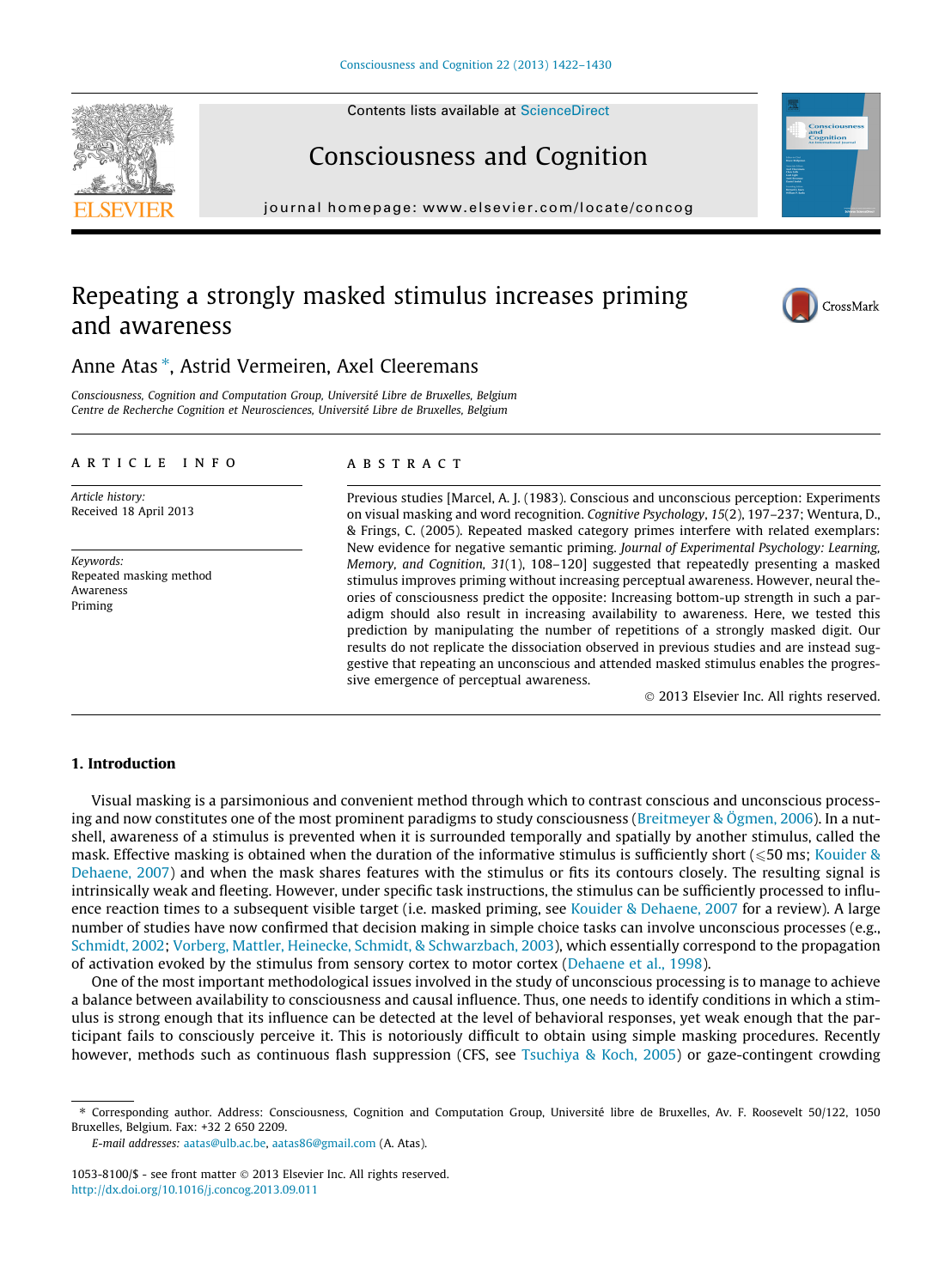# Repeating a strongly masked stimulus increases priming and awareness

Anne Atas *, Astrid Vermeiren, Axel Cleeremans

*Consciousness, Cognition and Computation Group, Université Libre de Bruxelles, Belgium*
*Centre de Recherche Cognition et Neurosciences, Université Libre de Bruxelles, Belgium*

## ARTICLE INFO

*Article history:*
Received 18 April 2013

*Keywords:*
Repeated masking method
Awareness
Priming

## ABSTRACT

Previous studies [Marcel, A. J. (1983). Conscious and unconscious perception: Experiments on visual masking and word recognition. *Cognitive Psychology*, *15*(2), 197–237; Wentura, D., & Frings, C. (2005). Repeated masked category primes interfere with related exemplars: New evidence for negative semantic priming. *Journal of Experimental Psychology: Learning, Memory, and Cognition, 31*(1), 108–120] suggested that repeatedly presenting a masked stimulus improves priming without increasing perceptual awareness. However, neural theories of consciousness predict the opposite: Increasing bottom-up strength in such a paradigm should also result in increasing availability to awareness. Here, we tested this prediction by manipulating the number of repetitions of a strongly masked digit. Our results do not replicate the dissociation observed in previous studies and are instead suggestive that repeating an unconscious and attended masked stimulus enables the progressive emergence of perceptual awareness.

© 2013 Elsevier Inc. All rights reserved.

## 1. Introduction

Visual masking is a parsimonious and convenient method through which to contrast conscious and unconscious processing and now constitutes one of the most prominent paradigms to study consciousness (Breitmeyer & Ögmen, 2006). In a nutshell, awareness of a stimulus is prevented when it is surrounded temporally and spatially by another stimulus, called the mask. Effective masking is obtained when the duration of the informative stimulus is sufficiently short (⩽50 ms; Kouider & Dehaene, 2007) and when the mask shares features with the stimulus or fits its contours closely. The resulting signal is intrinsically weak and fleeting. However, under specific task instructions, the stimulus can be sufficiently processed to influence reaction times to a subsequent visible target (i.e. masked priming, see Kouider & Dehaene, 2007 for a review). A large number of studies have now confirmed that decision making in simple choice tasks can involve unconscious processes (e.g., Schmidt, 2002; Vorberg, Mattler, Heinecke, Schmidt, & Schwarzbach, 2003), which essentially correspond to the propagation of activation evoked by the stimulus from sensory cortex to motor cortex (Dehaene et al., 1998).

One of the most important methodological issues involved in the study of unconscious processing is to manage to achieve a balance between availability to consciousness and causal influence. Thus, one needs to identify conditions in which a stimulus is strong enough that its influence can be detected at the level of behavioral responses, yet weak enough that the participant fails to consciously perceive it. This is notoriously difficult to obtain using simple masking procedures. Recently however, methods such as continuous flash suppression (CFS, see Tsuchiya & Koch, 2005) or gaze-contingent crowding

* Corresponding author. Address: Consciousness, Cognition and Computation Group, Université libre de Bruxelles, Av. F. Roosevelt 50/122, 1050 Bruxelles, Belgium. Fax: +32 2 650 2209.
*E-mail addresses:* aatas@ulb.ac.be, aatas86@gmail.com (A. Atas).

1053-8100/$ - see front matter © 2013 Elsevier Inc. All rights reserved.
http://dx.doi.org/10.1016/j.concog.2013.09.011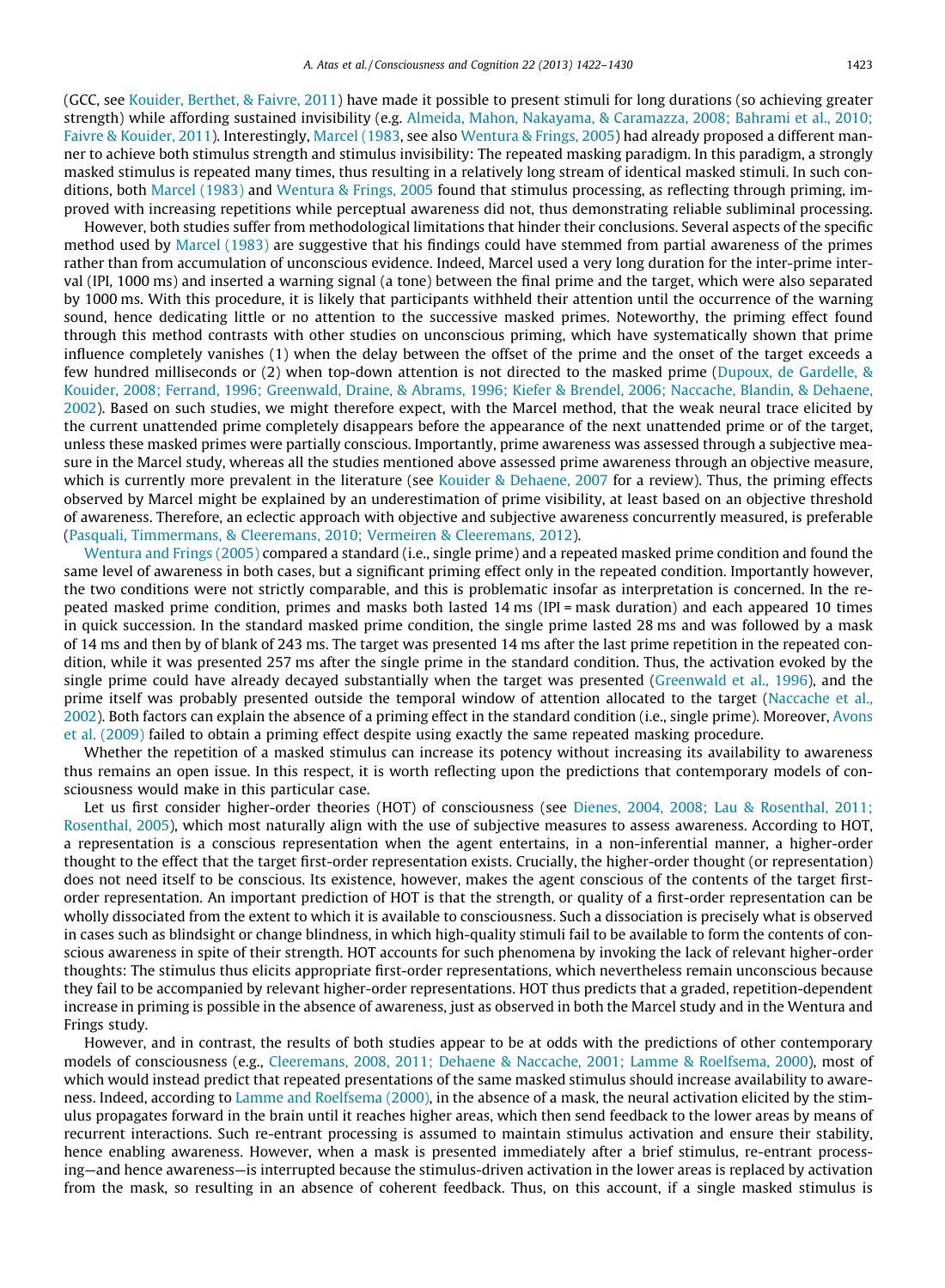(GCC, see Kouider, Berthet, & Faivre, 2011) have made it possible to present stimuli for long durations (so achieving greater strength) while affording sustained invisibility (e.g. Almeida, Mahon, Nakayama, & Caramazza, 2008; Bahrami et al., 2010; Faivre & Kouider, 2011). Interestingly, Marcel (1983, see also Wentura & Frings, 2005) had already proposed a different manner to achieve both stimulus strength and stimulus invisibility: The repeated masking paradigm. In this paradigm, a strongly masked stimulus is repeated many times, thus resulting in a relatively long stream of identical masked stimuli. In such conditions, both Marcel (1983) and Wentura & Frings, 2005 found that stimulus processing, as reflecting through priming, improved with increasing repetitions while perceptual awareness did not, thus demonstrating reliable subliminal processing.

However, both studies suffer from methodological limitations that hinder their conclusions. Several aspects of the specific method used by Marcel (1983) are suggestive that his findings could have stemmed from partial awareness of the primes rather than from accumulation of unconscious evidence. Indeed, Marcel used a very long duration for the inter-prime interval (IPI, 1000 ms) and inserted a warning signal (a tone) between the final prime and the target, which were also separated by 1000 ms. With this procedure, it is likely that participants withheld their attention until the occurrence of the warning sound, hence dedicating little or no attention to the successive masked primes. Noteworthy, the priming effect found through this method contrasts with other studies on unconscious priming, which have systematically shown that prime influence completely vanishes (1) when the delay between the offset of the prime and the onset of the target exceeds a few hundred milliseconds or (2) when top-down attention is not directed to the masked prime (Dupoux, de Gardelle, & Kouider, 2008; Ferrand, 1996; Greenwald, Draine, & Abrams, 1996; Kiefer & Brendel, 2006; Naccache, Blandin, & Dehaene, 2002). Based on such studies, we might therefore expect, with the Marcel method, that the weak neural trace elicited by the current unattended prime completely disappears before the appearance of the next unattended prime or of the target, unless these masked primes were partially conscious. Importantly, prime awareness was assessed through a subjective measure in the Marcel study, whereas all the studies mentioned above assessed prime awareness through an objective measure, which is currently more prevalent in the literature (see Kouider & Dehaene, 2007 for a review). Thus, the priming effects observed by Marcel might be explained by an underestimation of prime visibility, at least based on an objective threshold of awareness. Therefore, an eclectic approach with objective and subjective awareness concurrently measured, is preferable (Pasquali, Timmermans, & Cleeremans, 2010; Vermeiren & Cleeremans, 2012).

Wentura and Frings (2005) compared a standard (i.e., single prime) and a repeated masked prime condition and found the same level of awareness in both cases, but a significant priming effect only in the repeated condition. Importantly however, the two conditions were not strictly comparable, and this is problematic insofar as interpretation is concerned. In the repeated masked prime condition, primes and masks both lasted 14 ms (IPI = mask duration) and each appeared 10 times in quick succession. In the standard masked prime condition, the single prime lasted 28 ms and was followed by a mask of 14 ms and then by of blank of 243 ms. The target was presented 14 ms after the last prime repetition in the repeated condition, while it was presented 257 ms after the single prime in the standard condition. Thus, the activation evoked by the single prime could have already decayed substantially when the target was presented (Greenwald et al., 1996), and the prime itself was probably presented outside the temporal window of attention allocated to the target (Naccache et al., 2002). Both factors can explain the absence of a priming effect in the standard condition (i.e., single prime). Moreover, Avons et al. (2009) failed to obtain a priming effect despite using exactly the same repeated masking procedure.

Whether the repetition of a masked stimulus can increase its potency without increasing its availability to awareness thus remains an open issue. In this respect, it is worth reflecting upon the predictions that contemporary models of consciousness would make in this particular case.

Let us first consider higher-order theories (HOT) of consciousness (see Dienes, 2004, 2008; Lau & Rosenthal, 2011; Rosenthal, 2005), which most naturally align with the use of subjective measures to assess awareness. According to HOT, a representation is a conscious representation when the agent entertains, in a non-inferential manner, a higher-order thought to the effect that the target first-order representation exists. Crucially, the higher-order thought (or representation) does not need itself to be conscious. Its existence, however, makes the agent conscious of the contents of the target first-order representation. An important prediction of HOT is that the strength, or quality of a first-order representation can be wholly dissociated from the extent to which it is available to consciousness. Such a dissociation is precisely what is observed in cases such as blindsight or change blindness, in which high-quality stimuli fail to be available to form the contents of conscious awareness in spite of their strength. HOT accounts for such phenomena by invoking the lack of relevant higher-order thoughts: The stimulus thus elicits appropriate first-order representations, which nevertheless remain unconscious because they fail to be accompanied by relevant higher-order representations. HOT thus predicts that a graded, repetition-dependent increase in priming is possible in the absence of awareness, just as observed in both the Marcel study and in the Wentura and Frings study.

However, and in contrast, the results of both studies appear to be at odds with the predictions of other contemporary models of consciousness (e.g., Cleeremans, 2008, 2011; Dehaene & Naccache, 2001; Lamme & Roelfsema, 2000), most of which would instead predict that repeated presentations of the same masked stimulus should increase availability to awareness. Indeed, according to Lamme and Roelfsema (2000), in the absence of a mask, the neural activation elicited by the stimulus propagates forward in the brain until it reaches higher areas, which then send feedback to the lower areas by means of recurrent interactions. Such re-entrant processing is assumed to maintain stimulus activation and ensure their stability, hence enabling awareness. However, when a mask is presented immediately after a brief stimulus, re-entrant processing—and hence awareness—is interrupted because the stimulus-driven activation in the lower areas is replaced by activation from the mask, so resulting in an absence of coherent feedback. Thus, on this account, if a single masked stimulus is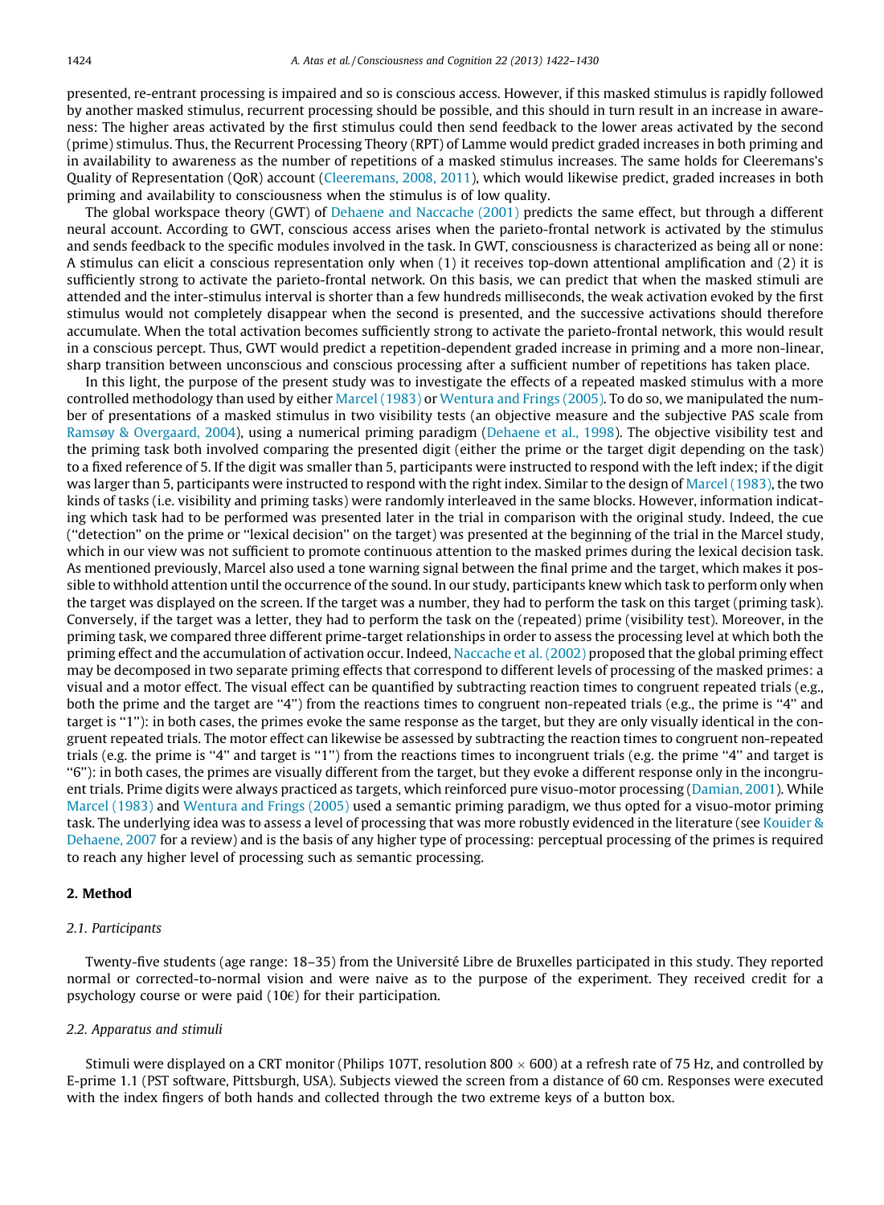presented, re-entrant processing is impaired and so is conscious access. However, if this masked stimulus is rapidly followed by another masked stimulus, recurrent processing should be possible, and this should in turn result in an increase in awareness: The higher areas activated by the first stimulus could then send feedback to the lower areas activated by the second (prime) stimulus. Thus, the Recurrent Processing Theory (RPT) of Lamme would predict graded increases in both priming and in availability to awareness as the number of repetitions of a masked stimulus increases. The same holds for Cleeremans's Quality of Representation (QoR) account (Cleeremans, 2008, 2011), which would likewise predict, graded increases in both priming and availability to consciousness when the stimulus is of low quality.

The global workspace theory (GWT) of Dehaene and Naccache (2001) predicts the same effect, but through a different neural account. According to GWT, conscious access arises when the parieto-frontal network is activated by the stimulus and sends feedback to the specific modules involved in the task. In GWT, consciousness is characterized as being all or none: A stimulus can elicit a conscious representation only when (1) it receives top-down attentional amplification and (2) it is sufficiently strong to activate the parieto-frontal network. On this basis, we can predict that when the masked stimuli are attended and the inter-stimulus interval is shorter than a few hundreds milliseconds, the weak activation evoked by the first stimulus would not completely disappear when the second is presented, and the successive activations should therefore accumulate. When the total activation becomes sufficiently strong to activate the parieto-frontal network, this would result in a conscious percept. Thus, GWT would predict a repetition-dependent graded increase in priming and a more non-linear, sharp transition between unconscious and conscious processing after a sufficient number of repetitions has taken place.

In this light, the purpose of the present study was to investigate the effects of a repeated masked stimulus with a more controlled methodology than used by either Marcel (1983) or Wentura and Frings (2005). To do so, we manipulated the number of presentations of a masked stimulus in two visibility tests (an objective measure and the subjective PAS scale from Ramsøy & Overgaard, 2004), using a numerical priming paradigm (Dehaene et al., 1998). The objective visibility test and the priming task both involved comparing the presented digit (either the prime or the target digit depending on the task) to a fixed reference of 5. If the digit was smaller than 5, participants were instructed to respond with the left index; if the digit was larger than 5, participants were instructed to respond with the right index. Similar to the design of Marcel (1983), the two kinds of tasks (i.e. visibility and priming tasks) were randomly interleaved in the same blocks. However, information indicating which task had to be performed was presented later in the trial in comparison with the original study. Indeed, the cue ("detection" on the prime or "lexical decision" on the target) was presented at the beginning of the trial in the Marcel study, which in our view was not sufficient to promote continuous attention to the masked primes during the lexical decision task. As mentioned previously, Marcel also used a tone warning signal between the final prime and the target, which makes it possible to withhold attention until the occurrence of the sound. In our study, participants knew which task to perform only when the target was displayed on the screen. If the target was a number, they had to perform the task on this target (priming task). Conversely, if the target was a letter, they had to perform the task on the (repeated) prime (visibility test). Moreover, in the priming task, we compared three different prime-target relationships in order to assess the processing level at which both the priming effect and the accumulation of activation occur. Indeed, Naccache et al. (2002) proposed that the global priming effect may be decomposed in two separate priming effects that correspond to different levels of processing of the masked primes: a visual and a motor effect. The visual effect can be quantified by subtracting reaction times to congruent repeated trials (e.g., both the prime and the target are "4") from the reactions times to congruent non-repeated trials (e.g., the prime is "4" and target is "1"): in both cases, the primes evoke the same response as the target, but they are only visually identical in the congruent repeated trials. The motor effect can likewise be assessed by subtracting the reaction times to congruent non-repeated trials (e.g. the prime is "4" and target is "1") from the reactions times to incongruent trials (e.g. the prime "4" and target is "6"): in both cases, the primes are visually different from the target, but they evoke a different response only in the incongruent trials. Prime digits were always practiced as targets, which reinforced pure visuo-motor processing (Damian, 2001). While Marcel (1983) and Wentura and Frings (2005) used a semantic priming paradigm, we thus opted for a visuo-motor priming task. The underlying idea was to assess a level of processing that was more robustly evidenced in the literature (see Kouider & Dehaene, 2007 for a review) and is the basis of any higher type of processing: perceptual processing of the primes is required to reach any higher level of processing such as semantic processing.

## 2. Method

### 2.1. Participants

Twenty-five students (age range: 18–35) from the Université Libre de Bruxelles participated in this study. They reported normal or corrected-to-normal vision and were naive as to the purpose of the experiment. They received credit for a psychology course or were paid (10€) for their participation.

### 2.2. Apparatus and stimuli

Stimuli were displayed on a CRT monitor (Philips 107T, resolution 800 × 600) at a refresh rate of 75 Hz, and controlled by E-prime 1.1 (PST software, Pittsburgh, USA). Subjects viewed the screen from a distance of 60 cm. Responses were executed with the index fingers of both hands and collected through the two extreme keys of a button box.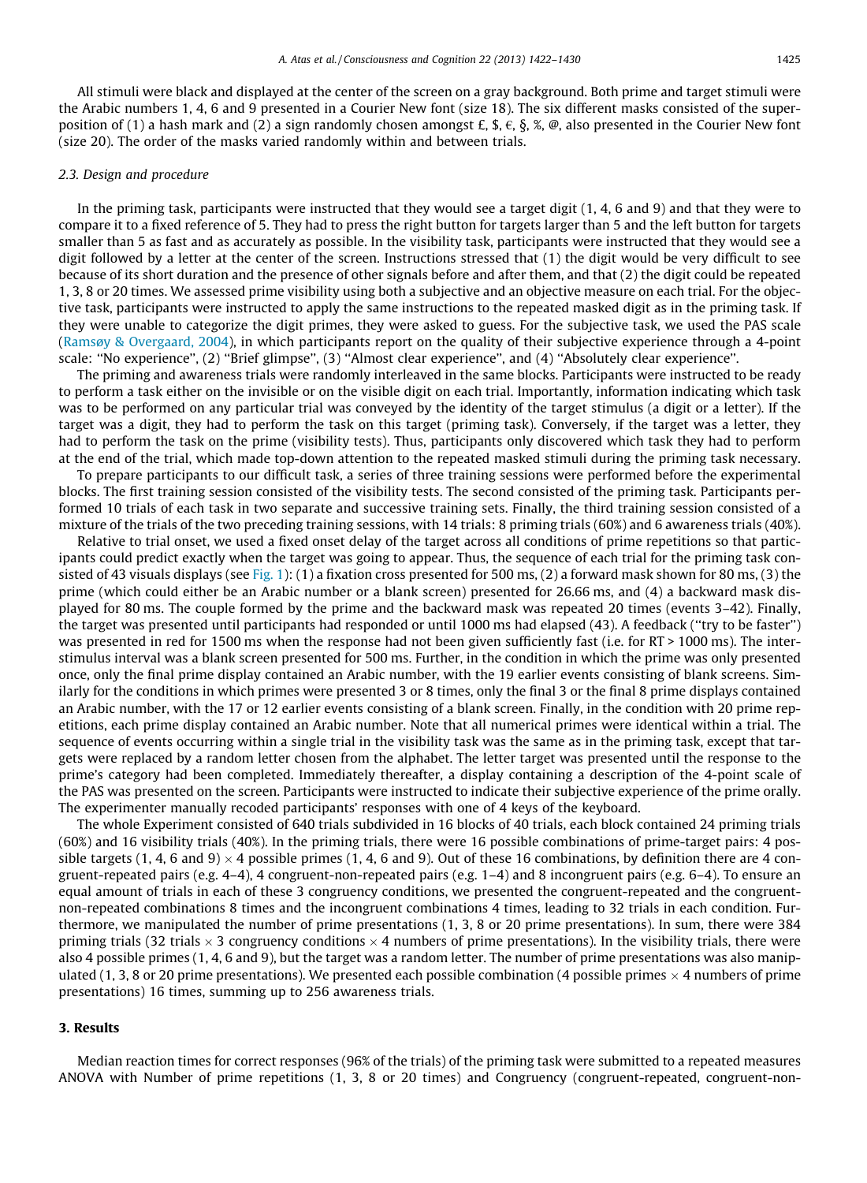All stimuli were black and displayed at the center of the screen on a gray background. Both prime and target stimuli were the Arabic numbers 1, 4, 6 and 9 presented in a Courier New font (size 18). The six different masks consisted of the superposition of (1) a hash mark and (2) a sign randomly chosen amongst £, $, €, §, %, @, also presented in the Courier New font (size 20). The order of the masks varied randomly within and between trials.

### 2.3. Design and procedure

In the priming task, participants were instructed that they would see a target digit (1, 4, 6 and 9) and that they were to compare it to a fixed reference of 5. They had to press the right button for targets larger than 5 and the left button for targets smaller than 5 as fast and as accurately as possible. In the visibility task, participants were instructed that they would see a digit followed by a letter at the center of the screen. Instructions stressed that (1) the digit would be very difficult to see because of its short duration and the presence of other signals before and after them, and that (2) the digit could be repeated 1, 3, 8 or 20 times. We assessed prime visibility using both a subjective and an objective measure on each trial. For the objective task, participants were instructed to apply the same instructions to the repeated masked digit as in the priming task. If they were unable to categorize the digit primes, they were asked to guess. For the subjective task, we used the PAS scale (Ramsøy & Overgaard, 2004), in which participants report on the quality of their subjective experience through a 4-point scale: ''No experience'', (2) ''Brief glimpse'', (3) ''Almost clear experience'', and (4) ''Absolutely clear experience''.

The priming and awareness trials were randomly interleaved in the same blocks. Participants were instructed to be ready to perform a task either on the invisible or on the visible digit on each trial. Importantly, information indicating which task was to be performed on any particular trial was conveyed by the identity of the target stimulus (a digit or a letter). If the target was a digit, they had to perform the task on this target (priming task). Conversely, if the target was a letter, they had to perform the task on the prime (visibility tests). Thus, participants only discovered which task they had to perform at the end of the trial, which made top-down attention to the repeated masked stimuli during the priming task necessary.

To prepare participants to our difficult task, a series of three training sessions were performed before the experimental blocks. The first training session consisted of the visibility tests. The second consisted of the priming task. Participants performed 10 trials of each task in two separate and successive training sets. Finally, the third training session consisted of a mixture of the trials of the two preceding training sessions, with 14 trials: 8 priming trials (60%) and 6 awareness trials (40%).

Relative to trial onset, we used a fixed onset delay of the target across all conditions of prime repetitions so that participants could predict exactly when the target was going to appear. Thus, the sequence of each trial for the priming task consisted of 43 visuals displays (see Fig. 1): (1) a fixation cross presented for 500 ms, (2) a forward mask shown for 80 ms, (3) the prime (which could either be an Arabic number or a blank screen) presented for 26.66 ms, and (4) a backward mask displayed for 80 ms. The couple formed by the prime and the backward mask was repeated 20 times (events 3–42). Finally, the target was presented until participants had responded or until 1000 ms had elapsed (43). A feedback (''try to be faster'') was presented in red for 1500 ms when the response had not been given sufficiently fast (i.e. for RT > 1000 ms). The inter-stimulus interval was a blank screen presented for 500 ms. Further, in the condition in which the prime was only presented once, only the final prime display contained an Arabic number, with the 19 earlier events consisting of blank screens. Similarly for the conditions in which primes were presented 3 or 8 times, only the final 3 or the final 8 prime displays contained an Arabic number, with the 17 or 12 earlier events consisting of a blank screen. Finally, in the condition with 20 prime repetitions, each prime display contained an Arabic number. Note that all numerical primes were identical within a trial. The sequence of events occurring within a single trial in the visibility task was the same as in the priming task, except that targets were replaced by a random letter chosen from the alphabet. The letter target was presented until the response to the prime's category had been completed. Immediately thereafter, a display containing a description of the 4-point scale of the PAS was presented on the screen. Participants were instructed to indicate their subjective experience of the prime orally. The experimenter manually recoded participants' responses with one of 4 keys of the keyboard.

The whole Experiment consisted of 640 trials subdivided in 16 blocks of 40 trials, each block contained 24 priming trials (60%) and 16 visibility trials (40%). In the priming trials, there were 16 possible combinations of prime-target pairs: 4 possible targets (1, 4, 6 and 9) $\times$ 4 possible primes (1, 4, 6 and 9). Out of these 16 combinations, by definition there are 4 congruent-repeated pairs (e.g. 4–4), 4 congruent-non-repeated pairs (e.g. 1–4) and 8 incongruent pairs (e.g. 6–4). To ensure an equal amount of trials in each of these 3 congruency conditions, we presented the congruent-repeated and the congruent-non-repeated combinations 8 times and the incongruent combinations 4 times, leading to 32 trials in each condition. Furthermore, we manipulated the number of prime presentations (1, 3, 8 or 20 prime presentations). In sum, there were 384 priming trials (32 trials $\times$ 3 congruency conditions $\times$ 4 numbers of prime presentations). In the visibility trials, there were also 4 possible primes (1, 4, 6 and 9), but the target was a random letter. The number of prime presentations was also manipulated (1, 3, 8 or 20 prime presentations). We presented each possible combination (4 possible primes $\times$ 4 numbers of prime presentations) 16 times, summing up to 256 awareness trials.

## 3. Results

Median reaction times for correct responses (96% of the trials) of the priming task were submitted to a repeated measures ANOVA with Number of prime repetitions (1, 3, 8 or 20 times) and Congruency (congruent-repeated, congruent-non-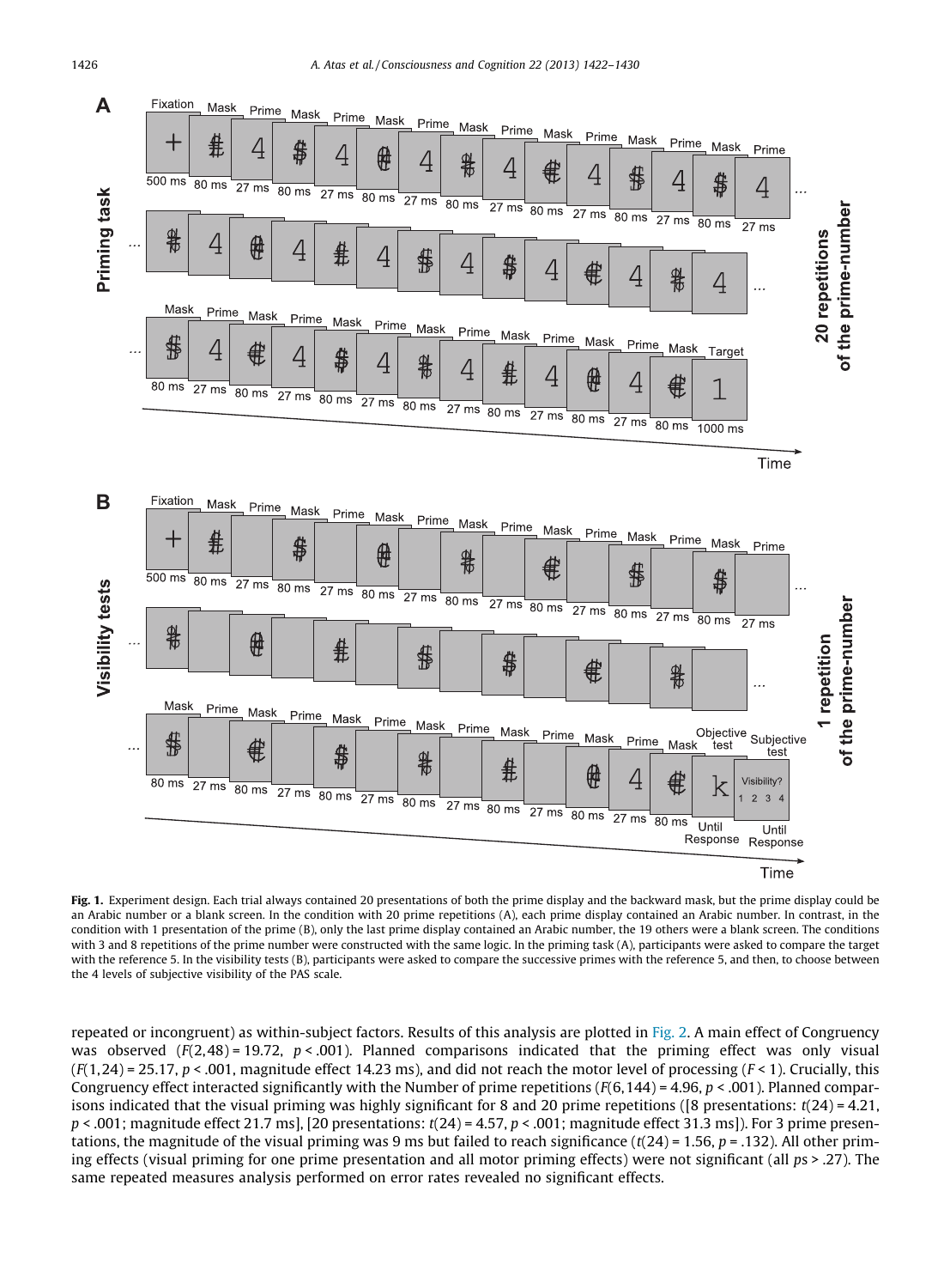**Fig. 1.** Experiment design. Each trial always contained 20 presentations of both the prime display and the backward mask, but the prime display could be an Arabic number or a blank screen. In the condition with 20 prime repetitions (A), each prime display contained an Arabic number. In contrast, in the condition with 1 presentation of the prime (B), only the last prime display contained an Arabic number, the 19 others were a blank screen. The conditions with 3 and 8 repetitions of the prime number were constructed with the same logic. In the priming task (A), participants were asked to compare the target with the reference 5. In the visibility tests (B), participants were asked to compare the successive primes with the reference 5, and then, to choose between the 4 levels of subjective visibility of the PAS scale.

repeated or incongruent) as within-subject factors. Results of this analysis are plotted in Fig. 2. A main effect of Congruency was observed ($F(2,48) = 19.72$, $p < .001$). Planned comparisons indicated that the priming effect was only visual ($F(1,24) = 25.17$, $p < .001$, magnitude effect 14.23 ms), and did not reach the motor level of processing ($F < 1$). Crucially, this Congruency effect interacted significantly with the Number of prime repetitions ($F(6,144) = 4.96$, $p < .001$). Planned comparisons indicated that the visual priming was highly significant for 8 and 20 prime repetitions ([8 presentations: $t(24) = 4.21$, $p < .001$; magnitude effect 21.7 ms], [20 presentations: $t(24) = 4.57$, $p < .001$; magnitude effect 31.3 ms]). For 3 prime presentations, the magnitude of the visual priming was 9 ms but failed to reach significance ($t(24) = 1.56$, $p = .132$). All other priming effects (visual priming for one prime presentation and all motor priming effects) were not significant (all $ps > .27$). The same repeated measures analysis performed on error rates revealed no significant effects.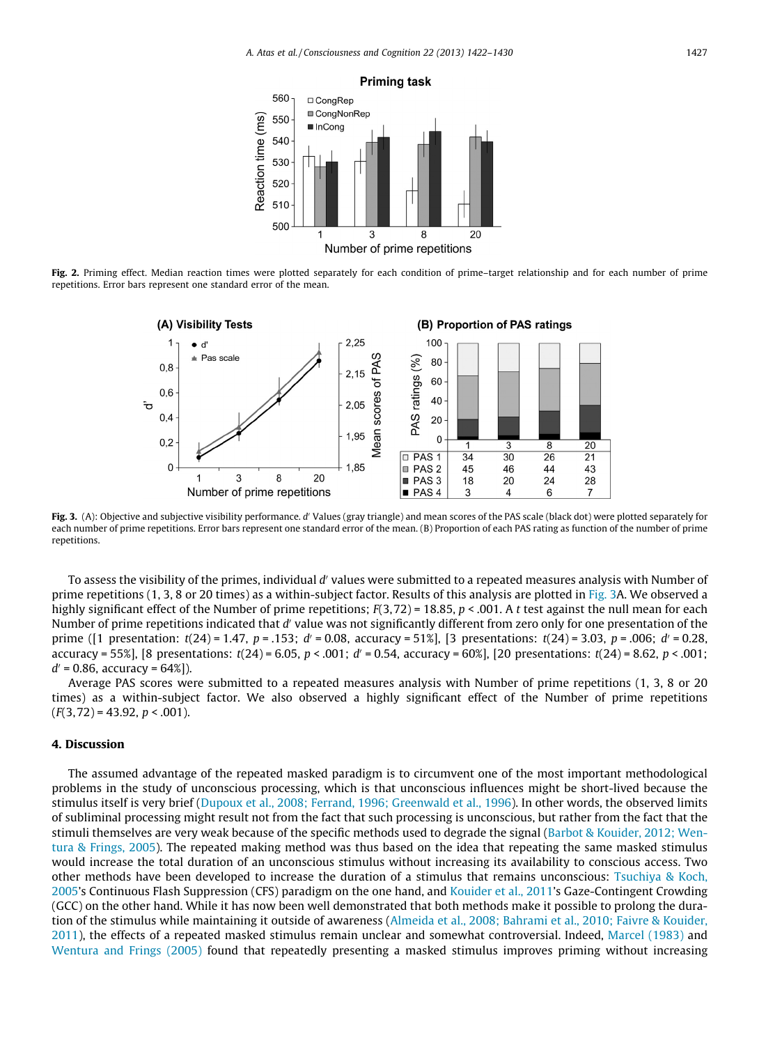**Fig. 2.** Priming effect. Median reaction times were plotted separately for each condition of prime–target relationship and for each number of prime repetitions. Error bars represent one standard error of the mean.

| | 1 | 3 | 8 | 20 |
|---|---|---|---|---|
| PAS 1 | 34 | 30 | 26 | 21 |
| PAS 2 | 45 | 46 | 44 | 43 |
| PAS 3 | 18 | 20 | 24 | 28 |
| PAS 4 | 3 | 4 | 6 | 7 |

**Fig. 3.** (A): Objective and subjective visibility performance. $d'$ Values (gray triangle) and mean scores of the PAS scale (black dot) were plotted separately for each number of prime repetitions. Error bars represent one standard error of the mean. (B) Proportion of each PAS rating as function of the number of prime repetitions.

To assess the visibility of the primes, individual $d'$ values were submitted to a repeated measures analysis with Number of prime repetitions (1, 3, 8 or 20 times) as a within-subject factor. Results of this analysis are plotted in Fig. 3A. We observed a highly significant effect of the Number of prime repetitions; $F(3,72) = 18.85$, $p < .001$. A $t$ test against the null mean for each Number of prime repetitions indicated that $d'$ value was not significantly different from zero only for one presentation of the prime ([1 presentation: $t(24) = 1.47$, $p = .153$; $d' = 0.08$, accuracy = 51%], [3 presentations: $t(24) = 3.03$, $p = .006$; $d' = 0.28$, accuracy = 55%], [8 presentations: $t(24) = 6.05$, $p < .001$; $d' = 0.54$, accuracy = 60%], [20 presentations: $t(24) = 8.62$, $p < .001$; $d' = 0.86$, accuracy = 64%]).

Average PAS scores were submitted to a repeated measures analysis with Number of prime repetitions (1, 3, 8 or 20 times) as a within-subject factor. We also observed a highly significant effect of the Number of prime repetitions ($F(3,72) = 43.92$, $p < .001$).

## 4. Discussion

The assumed advantage of the repeated masked paradigm is to circumvent one of the most important methodological problems in the study of unconscious processing, which is that unconscious influences might be short-lived because the stimulus itself is very brief (Dupoux et al., 2008; Ferrand, 1996; Greenwald et al., 1996). In other words, the observed limits of subliminal processing might result not from the fact that such processing is unconscious, but rather from the fact that the stimuli themselves are very weak because of the specific methods used to degrade the signal (Barbot & Kouider, 2012; Wentura & Frings, 2005). The repeated making method was thus based on the idea that repeating the same masked stimulus would increase the total duration of an unconscious stimulus without increasing its availability to conscious access. Two other methods have been developed to increase the duration of a stimulus that remains unconscious: Tsuchiya & Koch, 2005's Continuous Flash Suppression (CFS) paradigm on the one hand, and Kouider et al., 2011's Gaze-Contingent Crowding (GCC) on the other hand. While it has now been well demonstrated that both methods make it possible to prolong the duration of the stimulus while maintaining it outside of awareness (Almeida et al., 2008; Bahrami et al., 2010; Faivre & Kouider, 2011), the effects of a repeated masked stimulus remain unclear and somewhat controversial. Indeed, Marcel (1983) and Wentura and Frings (2005) found that repeatedly presenting a masked stimulus improves priming without increasing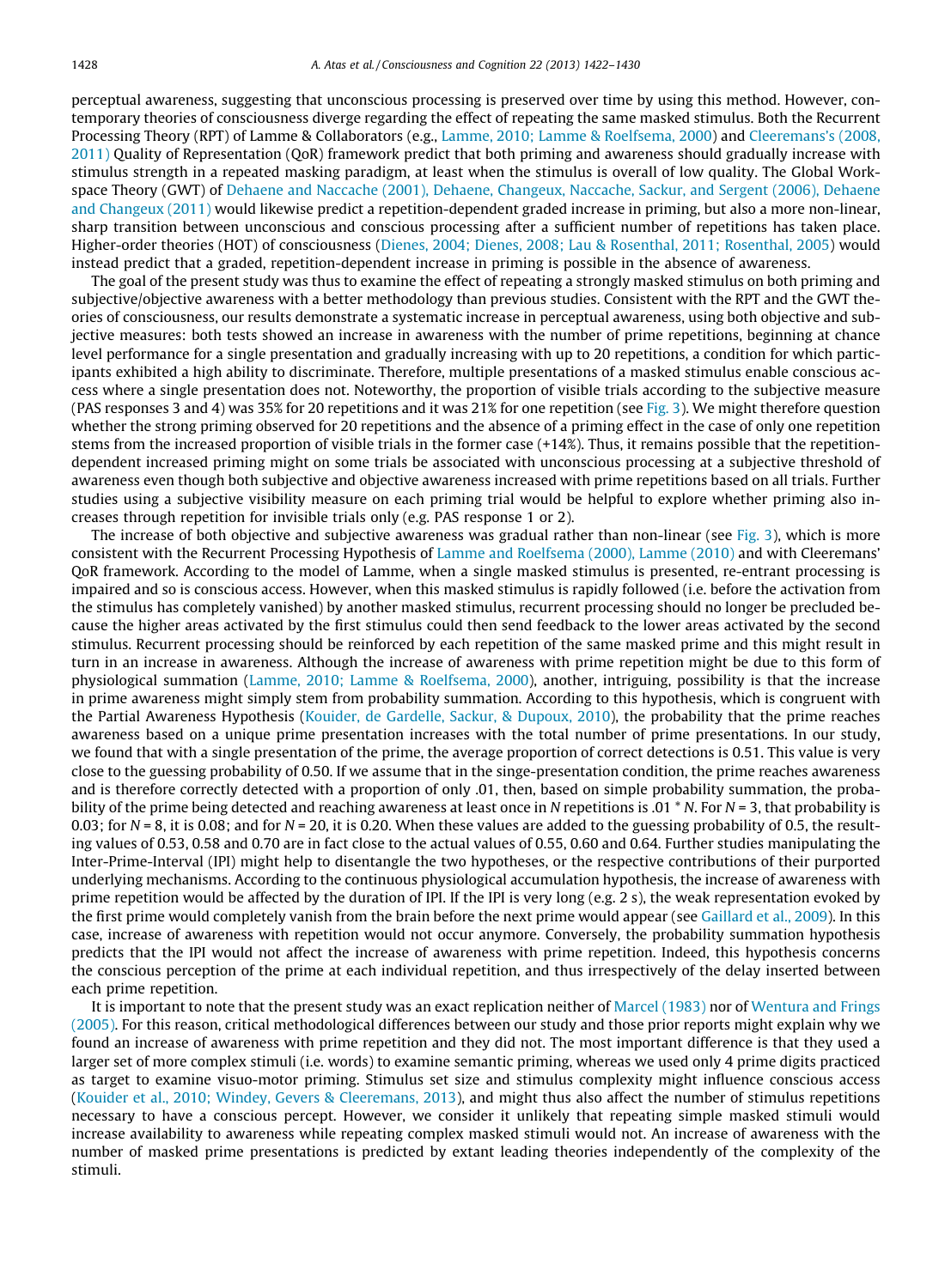perceptual awareness, suggesting that unconscious processing is preserved over time by using this method. However, contemporary theories of consciousness diverge regarding the effect of repeating the same masked stimulus. Both the Recurrent Processing Theory (RPT) of Lamme & Collaborators (e.g., Lamme, 2010; Lamme & Roelfsema, 2000) and Cleeremans's (2008, 2011) Quality of Representation (QoR) framework predict that both priming and awareness should gradually increase with stimulus strength in a repeated masking paradigm, at least when the stimulus is overall of low quality. The Global Workspace Theory (GWT) of Dehaene and Naccache (2001), Dehaene, Changeux, Naccache, Sackur, and Sergent (2006), Dehaene and Changeux (2011) would likewise predict a repetition-dependent graded increase in priming, but also a more non-linear, sharp transition between unconscious and conscious processing after a sufficient number of repetitions has taken place. Higher-order theories (HOT) of consciousness (Dienes, 2004; Dienes, 2008; Lau & Rosenthal, 2011; Rosenthal, 2005) would instead predict that a graded, repetition-dependent increase in priming is possible in the absence of awareness.

The goal of the present study was thus to examine the effect of repeating a strongly masked stimulus on both priming and subjective/objective awareness with a better methodology than previous studies. Consistent with the RPT and the GWT theories of consciousness, our results demonstrate a systematic increase in perceptual awareness, using both objective and subjective measures: both tests showed an increase in awareness with the number of prime repetitions, beginning at chance level performance for a single presentation and gradually increasing with up to 20 repetitions, a condition for which participants exhibited a high ability to discriminate. Therefore, multiple presentations of a masked stimulus enable conscious access where a single presentation does not. Noteworthy, the proportion of visible trials according to the subjective measure (PAS responses 3 and 4) was 35% for 20 repetitions and it was 21% for one repetition (see Fig. 3). We might therefore question whether the strong priming observed for 20 repetitions and the absence of a priming effect in the case of only one repetition stems from the increased proportion of visible trials in the former case (+14%). Thus, it remains possible that the repetition-dependent increased priming might on some trials be associated with unconscious processing at a subjective threshold of awareness even though both subjective and objective awareness increased with prime repetitions based on all trials. Further studies using a subjective visibility measure on each priming trial would be helpful to explore whether priming also increases through repetition for invisible trials only (e.g. PAS response 1 or 2).

The increase of both objective and subjective awareness was gradual rather than non-linear (see Fig. 3), which is more consistent with the Recurrent Processing Hypothesis of Lamme and Roelfsema (2000), Lamme (2010) and with Cleeremans' QoR framework. According to the model of Lamme, when a single masked stimulus is presented, re-entrant processing is impaired and so is conscious access. However, when this masked stimulus is rapidly followed (i.e. before the activation from the stimulus has completely vanished) by another masked stimulus, recurrent processing should no longer be precluded because the higher areas activated by the first stimulus could then send feedback to the lower areas activated by the second stimulus. Recurrent processing should be reinforced by each repetition of the same masked prime and this might result in turn in an increase in awareness. Although the increase of awareness with prime repetition might be due to this form of physiological summation (Lamme, 2010; Lamme & Roelfsema, 2000), another, intriguing, possibility is that the increase in prime awareness might simply stem from probability summation. According to this hypothesis, which is congruent with the Partial Awareness Hypothesis (Kouider, de Gardelle, Sackur, & Dupoux, 2010), the probability that the prime reaches awareness based on a unique prime presentation increases with the total number of prime presentations. In our study, we found that with a single presentation of the prime, the average proportion of correct detections is 0.51. This value is very close to the guessing probability of 0.50. If we assume that in the singe-presentation condition, the prime reaches awareness and is therefore correctly detected with a proportion of only .01, then, based on simple probability summation, the probability of the prime being detected and reaching awareness at least once in $N$ repetitions is $.01 * N$. For $N = 3$, that probability is 0.03; for $N = 8$, it is 0.08; and for $N = 20$, it is 0.20. When these values are added to the guessing probability of 0.5, the resulting values of 0.53, 0.58 and 0.70 are in fact close to the actual values of 0.55, 0.60 and 0.64. Further studies manipulating the Inter-Prime-Interval (IPI) might help to disentangle the two hypotheses, or the respective contributions of their purported underlying mechanisms. According to the continuous physiological accumulation hypothesis, the increase of awareness with prime repetition would be affected by the duration of IPI. If the IPI is very long (e.g. 2 s), the weak representation evoked by the first prime would completely vanish from the brain before the next prime would appear (see Gaillard et al., 2009). In this case, increase of awareness with repetition would not occur anymore. Conversely, the probability summation hypothesis predicts that the IPI would not affect the increase of awareness with prime repetition. Indeed, this hypothesis concerns the conscious perception of the prime at each individual repetition, and thus irrespectively of the delay inserted between each prime repetition.

It is important to note that the present study was an exact replication neither of Marcel (1983) nor of Wentura and Frings (2005). For this reason, critical methodological differences between our study and those prior reports might explain why we found an increase of awareness with prime repetition and they did not. The most important difference is that they used a larger set of more complex stimuli (i.e. words) to examine semantic priming, whereas we used only 4 prime digits practiced as target to examine visuo-motor priming. Stimulus set size and stimulus complexity might influence conscious access (Kouider et al., 2010; Windey, Gevers & Cleeremans, 2013), and might thus also affect the number of stimulus repetitions necessary to have a conscious percept. However, we consider it unlikely that repeating simple masked stimuli would increase availability to awareness while repeating complex masked stimuli would not. An increase of awareness with the number of masked prime presentations is predicted by extant leading theories independently of the complexity of the stimuli.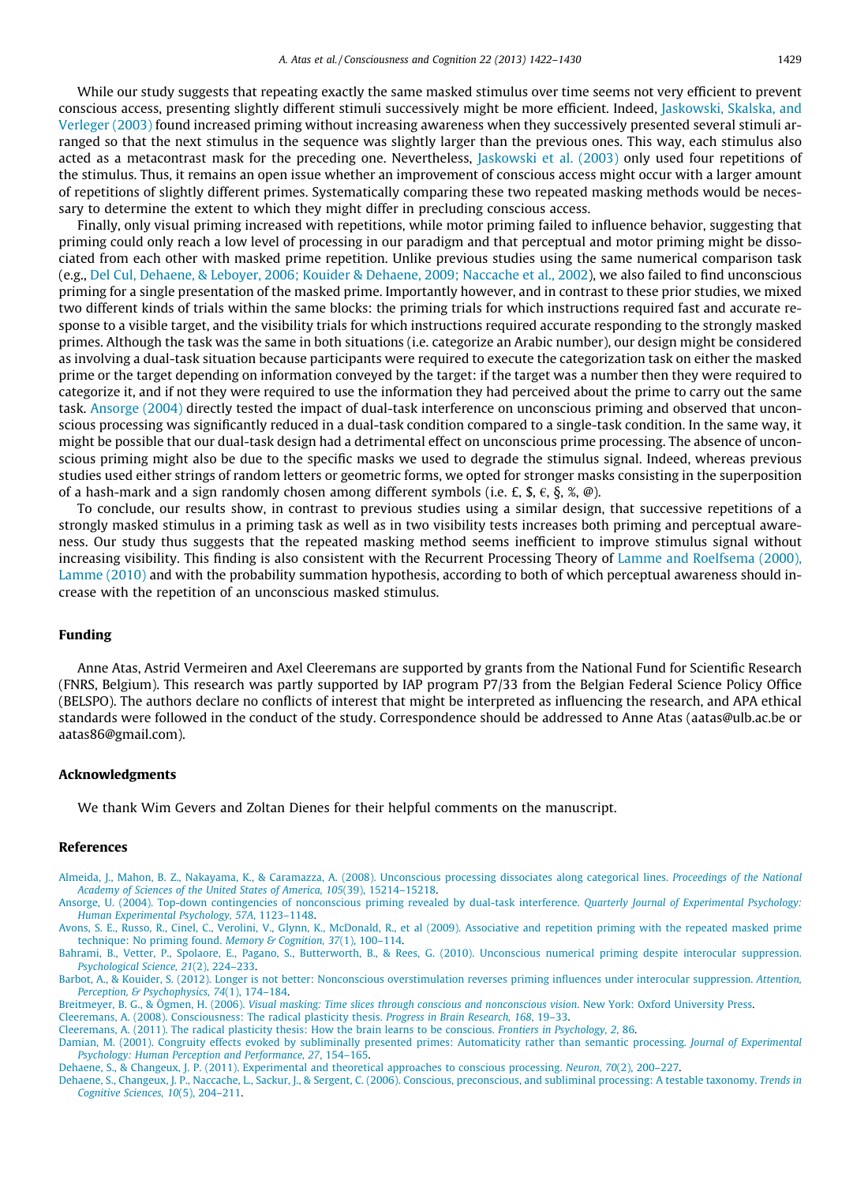While our study suggests that repeating exactly the same masked stimulus over time seems not very efficient to prevent conscious access, presenting slightly different stimuli successively might be more efficient. Indeed, Jaskowski, Skalska, and Verleger (2003) found increased priming without increasing awareness when they successively presented several stimuli arranged so that the next stimulus in the sequence was slightly larger than the previous ones. This way, each stimulus also acted as a metacontrast mask for the preceding one. Nevertheless, Jaskowski et al. (2003) only used four repetitions of the stimulus. Thus, it remains an open issue whether an improvement of conscious access might occur with a larger amount of repetitions of slightly different primes. Systematically comparing these two repeated masking methods would be necessary to determine the extent to which they might differ in precluding conscious access.

Finally, only visual priming increased with repetitions, while motor priming failed to influence behavior, suggesting that priming could only reach a low level of processing in our paradigm and that perceptual and motor priming might be dissociated from each other with masked prime repetition. Unlike previous studies using the same numerical comparison task (e.g., Del Cul, Dehaene, & Leboyer, 2006; Kouider & Dehaene, 2009; Naccache et al., 2002), we also failed to find unconscious priming for a single presentation of the masked prime. Importantly however, and in contrast to these prior studies, we mixed two different kinds of trials within the same blocks: the priming trials for which instructions required fast and accurate response to a visible target, and the visibility trials for which instructions required accurate responding to the strongly masked primes. Although the task was the same in both situations (i.e. categorize an Arabic number), our design might be considered as involving a dual-task situation because participants were required to execute the categorization task on either the masked prime or the target depending on information conveyed by the target: if the target was a number then they were required to categorize it, and if not they were required to use the information they had perceived about the prime to carry out the same task. Ansorge (2004) directly tested the impact of dual-task interference on unconscious priming and observed that unconscious processing was significantly reduced in a dual-task condition compared to a single-task condition. In the same way, it might be possible that our dual-task design had a detrimental effect on unconscious prime processing. The absence of unconscious priming might also be due to the specific masks we used to degrade the stimulus signal. Indeed, whereas previous studies used either strings of random letters or geometric forms, we opted for stronger masks consisting in the superposition of a hash-mark and a sign randomly chosen among different symbols (i.e. £, $, €, §, %, @).

To conclude, our results show, in contrast to previous studies using a similar design, that successive repetitions of a strongly masked stimulus in a priming task as well as in two visibility tests increases both priming and perceptual awareness. Our study thus suggests that the repeated masking method seems inefficient to improve stimulus signal without increasing visibility. This finding is also consistent with the Recurrent Processing Theory of Lamme and Roelfsema (2000), Lamme (2010) and with the probability summation hypothesis, according to both of which perceptual awareness should increase with the repetition of an unconscious masked stimulus.

## Funding

Anne Atas, Astrid Vermeiren and Axel Cleeremans are supported by grants from the National Fund for Scientific Research (FNRS, Belgium). This research was partly supported by IAP program P7/33 from the Belgian Federal Science Policy Office (BELSPO). The authors declare no conflicts of interest that might be interpreted as influencing the research, and APA ethical standards were followed in the conduct of the study. Correspondence should be addressed to Anne Atas (aatas@ulb.ac.be or aatas86@gmail.com).

## Acknowledgments

We thank Wim Gevers and Zoltan Dienes for their helpful comments on the manuscript.

## References

Almeida, J., Mahon, B. Z., Nakayama, K., & Caramazza, A. (2008). Unconscious processing dissociates along categorical lines. *Proceedings of the National Academy of Sciences of the United States of America, 105*(39), 15214–15218.

Ansorge, U. (2004). Top-down contingencies of nonconscious priming revealed by dual-task interference. *Quarterly Journal of Experimental Psychology: Human Experimental Psychology, 57A*, 1123–1148.

Avons, S. E., Russo, R., Cinel, C., Verolini, V., Glynn, K., McDonald, R., et al (2009). Associative and repetition priming with the repeated masked prime technique: No priming found. *Memory & Cognition, 37*(1), 100–114.

Bahrami, B., Vetter, P., Spolaore, E., Pagano, S., Butterworth, B., & Rees, G. (2010). Unconscious numerical priming despite interocular suppression. *Psychological Science, 21*(2), 224–233.

Barbot, A., & Kouider, S. (2012). Longer is not better: Nonconscious overstimulation reverses priming influences under interocular suppression. *Attention, Perception, & Psychophysics, 74*(1), 174–184.

Breitmeyer, B. G., & Ögmen, H. (2006). *Visual masking: Time slices through conscious and nonconscious vision*. New York: Oxford University Press.

Cleeremans, A. (2008). Consciousness: The radical plasticity thesis. *Progress in Brain Research, 168*, 19–33.

Cleeremans, A. (2011). The radical plasticity thesis: How the brain learns to be conscious. *Frontiers in Psychology, 2*, 86.

Damian, M. (2001). Congruity effects evoked by subliminally presented primes: Automaticity rather than semantic processing. *Journal of Experimental Psychology: Human Perception and Performance, 27*, 154–165.

Dehaene, S., & Changeux, J. P. (2011). Experimental and theoretical approaches to conscious processing. *Neuron, 70*(2), 200–227.

Dehaene, S., Changeux, J. P., Naccache, L., Sackur, J., & Sergent, C. (2006). Conscious, preconscious, and subliminal processing: A testable taxonomy. *Trends in Cognitive Sciences, 10*(5), 204–211.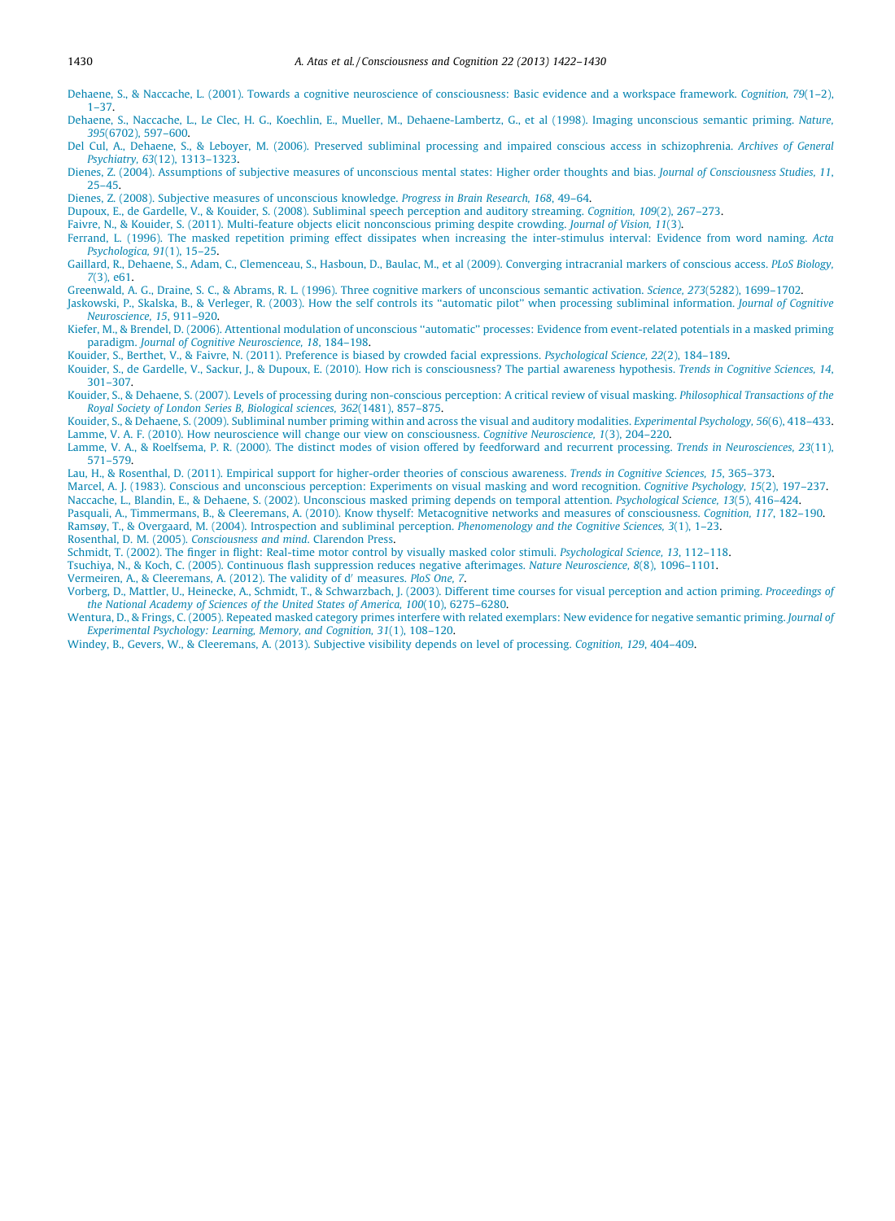Dehaene, S., & Naccache, L. (2001). Towards a cognitive neuroscience of consciousness: Basic evidence and a workspace framework. *Cognition, 79*(1–2), 1–37.

Dehaene, S., Naccache, L., Le Clec, H. G., Koechlin, E., Mueller, M., Dehaene-Lambertz, G., et al (1998). Imaging unconscious semantic priming. *Nature, 395*(6702), 597–600.

Del Cul, A., Dehaene, S., & Leboyer, M. (2006). Preserved subliminal processing and impaired conscious access in schizophrenia. *Archives of General Psychiatry, 63*(12), 1313–1323.

Dienes, Z. (2004). Assumptions of subjective measures of unconscious mental states: Higher order thoughts and bias. *Journal of Consciousness Studies, 11*, 25–45.

Dienes, Z. (2008). Subjective measures of unconscious knowledge. *Progress in Brain Research, 168*, 49–64.

Dupoux, E., de Gardelle, V., & Kouider, S. (2008). Subliminal speech perception and auditory streaming. *Cognition, 109*(2), 267–273.

Faivre, N., & Kouider, S. (2011). Multi-feature objects elicit nonconscious priming despite crowding. *Journal of Vision, 11*(3).

Ferrand, L. (1996). The masked repetition priming effect dissipates when increasing the inter-stimulus interval: Evidence from word naming. *Acta Psychologica, 91*(1), 15–25.

Gaillard, R., Dehaene, S., Adam, C., Clemenceau, S., Hasboun, D., Baulac, M., et al (2009). Converging intracranial markers of conscious access. *PLoS Biology, 7*(3), e61.

Greenwald, A. G., Draine, S. C., & Abrams, R. L. (1996). Three cognitive markers of unconscious semantic activation. *Science, 273*(5282), 1699–1702.

Jaskowski, P., Skalska, B., & Verleger, R. (2003). How the self controls its "automatic pilot" when processing subliminal information. *Journal of Cognitive Neuroscience, 15*, 911–920.

Kiefer, M., & Brendel, D. (2006). Attentional modulation of unconscious "automatic" processes: Evidence from event-related potentials in a masked priming paradigm. *Journal of Cognitive Neuroscience, 18*, 184–198.

Kouider, S., Berthet, V., & Faivre, N. (2011). Preference is biased by crowded facial expressions. *Psychological Science, 22*(2), 184–189.

Kouider, S., de Gardelle, V., Sackur, J., & Dupoux, E. (2010). How rich is consciousness? The partial awareness hypothesis. *Trends in Cognitive Sciences, 14*, 301–307.

Kouider, S., & Dehaene, S. (2007). Levels of processing during non-conscious perception: A critical review of visual masking. *Philosophical Transactions of the Royal Society of London Series B, Biological sciences, 362*(1481), 857–875.

Kouider, S., & Dehaene, S. (2009). Subliminal number priming within and across the visual and auditory modalities. *Experimental Psychology, 56*(6), 418–433.

Lamme, V. A. F. (2010). How neuroscience will change our view on consciousness. *Cognitive Neuroscience, 1*(3), 204–220.

Lamme, V. A., & Roelfsema, P. R. (2000). The distinct modes of vision offered by feedforward and recurrent processing. *Trends in Neurosciences, 23*(11), 571–579.

Lau, H., & Rosenthal, D. (2011). Empirical support for higher-order theories of conscious awareness. *Trends in Cognitive Sciences, 15*, 365–373.

Marcel, A. J. (1983). Conscious and unconscious perception: Experiments on visual masking and word recognition. *Cognitive Psychology, 15*(2), 197–237.

Naccache, L., Blandin, E., & Dehaene, S. (2002). Unconscious masked priming depends on temporal attention. *Psychological Science, 13*(5), 416–424.

Pasquali, A., Timmermans, B., & Cleeremans, A. (2010). Know thyself: Metacognitive networks and measures of consciousness. *Cognition, 117*, 182–190.

Ramsøy, T., & Overgaard, M. (2004). Introspection and subliminal perception. *Phenomenology and the Cognitive Sciences, 3*(1), 1–23.

Rosenthal, D. M. (2005). *Consciousness and mind*. Clarendon Press.

Schmidt, T. (2002). The finger in flight: Real-time motor control by visually masked color stimuli. *Psychological Science, 13*, 112–118.

Tsuchiya, N., & Koch, C. (2005). Continuous flash suppression reduces negative afterimages. *Nature Neuroscience, 8*(8), 1096–1101.

Vermeiren, A., & Cleeremans, A. (2012). The validity of d′ measures. *PloS One, 7*.

Vorberg, D., Mattler, U., Heinecke, A., Schmidt, T., & Schwarzbach, J. (2003). Different time courses for visual perception and action priming. *Proceedings of the National Academy of Sciences of the United States of America, 100*(10), 6275–6280.

Wentura, D., & Frings, C. (2005). Repeated masked category primes interfere with related exemplars: New evidence for negative semantic priming. *Journal of Experimental Psychology: Learning, Memory, and Cognition, 31*(1), 108–120.

Windey, B., Gevers, W., & Cleeremans, A. (2013). Subjective visibility depends on level of processing. *Cognition, 129*, 404–409.